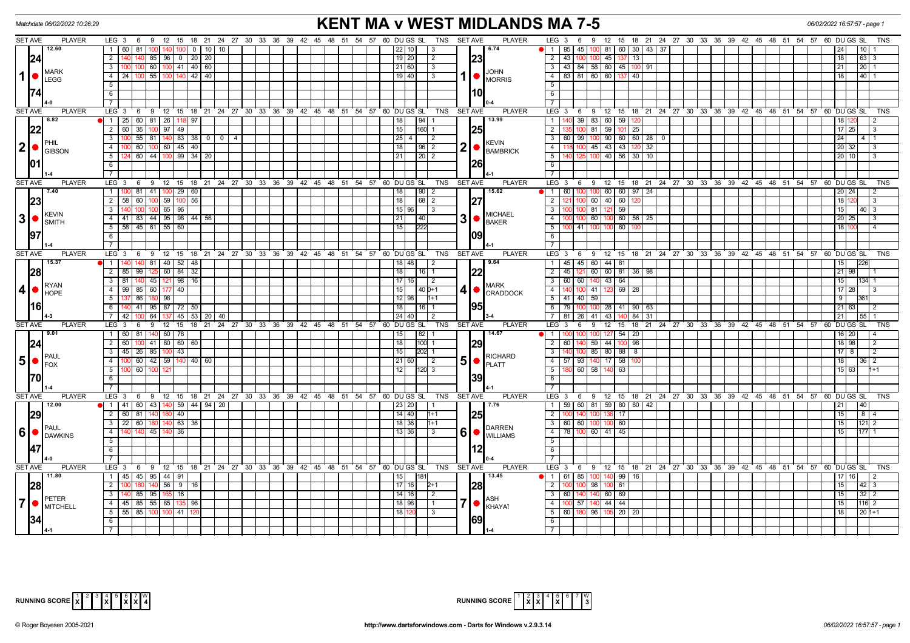# KENT MA v WEST MIDLANDS MA 7-5

Matchdate 06/02/2022 10:26:29

| SET AVE | PLAYER | LEG | Scores | DU | GS | SL | TNS | SET AVE | PLAYER | LEG | Scores | DU | GS | SL | TNS |
|---|---|---|---|---|---|---|---|---|---|---|---|---|---|---|---|
| 12.60 / 24.74 | 1 MARK LEGG (4-0) | 1 | 60 81 100 140 100 0 10 10 | 22 | 10 | | 3 | 6.74 / 23.10 | 1 JOHN MORRIS (0-4) | 1 | 95 45 100 81 60 30 43 37 | | 24 | 10 | 1 |
| | | 2 | 140 140 85 96 0 20 20 | 19 | 20 | | 2 | | | 2 | 43 100 100 45 137 13 | | 18 | 63 | 3 |
| | | 3 | 100 100 60 100 41 40 60 | 21 | 60 | | 3 | | | 3 | 43 84 58 60 45 100 91 | | 21 | 20 | 1 |
| | | 4 | 24 100 55 100 140 42 40 | 19 | 40 | | 3 | | | 4 | 83 81 60 60 137 40 | | 18 | 40 | 1 |
| 8.82 / 22.01 | 2 PHIL GIBSON (1-4) | 1 | 25 60 81 26 118 97 | | 18 | 94 | 1 | 13.99 / 25.26 | 2 KEVIN BAMBRICK (4-1) | 1 | 140 39 83 60 59 120 | 18 | 120 | | 2 |
| | | 2 | 60 35 100 97 49 | | 15 | 160 | 1 | | | 2 | 135 100 81 59 101 25 | 17 | 25 | | 3 |
| | | 3 | 100 55 81 140 83 38 0 0 4 | 25 | 4 | | 2 | | | 3 | 60 99 100 90 60 60 28 0 | | 24 | 4 | 1 |
| | | 4 | 100 60 100 60 45 40 | | 18 | 96 | 2 | | | 4 | 118 100 45 43 43 120 32 | 20 | 32 | | 3 |
| | | 5 | 124 60 44 100 99 34 20 | | 21 | 20 | 2 | | | 5 | 140 125 100 40 56 30 10 | 20 | 10 | | 3 |
| 7.40 / 23.97 | 3 KEVIN SMITH (1-4) | 1 | 100 81 41 100 29 60 | | 18 | 90 | 2 | 15.62 / 27.09 | 3 MICHAEL BAKER (4-1) | 1 | 60 100 100 60 60 97 24 | 20 | 24 | | 2 |
| | | 2 | 58 60 100 59 100 56 | | 18 | 68 | 2 | | | 2 | 121 100 60 40 60 120 | 18 | 120 | | 3 |
| | | 3 | 140 100 100 65 96 | 15 | 96 | | 3 | | | 3 | 100 100 81 121 59 | | 15 | 40 | 3 |
| | | 4 | 41 83 44 95 98 44 56 | | 21 | 40 | | | | 4 | 100 100 60 100 60 56 25 | 20 | 25 | | 3 |
| | | 5 | 58 45 61 55 60 | | 15 | 222 | | | | 5 | 100 41 100 100 60 100 | 18 | 100 | | 4 |
| 15.37 / 28.16 | 4 RYAN HOPE (4-3) | 1 | 140 140 81 40 52 48 | 18 | 48 | | 2 | 9.64 / 22.95 | 4 MARK CRADDOCK (3-4) | 1 | 45 45 60 44 81 | | 15 | 226 | |
| | | 2 | 85 99 125 60 84 32 | | 18 | 16 | 1 | | | 2 | 45 121 60 60 81 36 98 | 21 | 98 | | 1 |
| | | 3 | 81 140 45 121 98 16 | 17 | 16 | | 2 | | | 3 | 60 60 140 43 64 | | 15 | 134 | 1 |
| | | 4 | 99 85 60 177 40 | 15 | | 40 | 0+1 | | | 4 | 140 100 41 123 69 28 | 17 | 28 | | 3 |
| | | 5 | 137 86 180 98 | 12 | 98 | | 1+1 | | | 5 | 41 40 59 | | 9 | 361 | |
| | | 6 | 140 41 95 87 72 50 | | 18 | 16 | 1 | | | 6 | 79 100 100 28 41 90 63 | 21 | 63 | | 2 |
| | | 7 | 42 100 64 137 45 53 20 40 | 24 | 40 | | 2 | | | 7 | 81 26 41 43 140 84 31 | | 21 | 55 | 1 |
| 9.01 / 24.70 | 5 PAUL FOX (1-4) | 1 | 60 81 140 60 78 | | 15 | 82 | 1 | 14.67 / 29.39 | 5 RICHARD PLATT (4-1) | 1 | 100 100 100 127 54 20 | 16 | 20 | | 4 |
| | | 2 | 60 100 41 80 60 60 | | 18 | 100 | 1 | | | 2 | 60 140 59 44 100 98 | 18 | 98 | | 2 |
| | | 3 | 45 26 85 100 43 | | 15 | 202 | 1 | | | 3 | 140 100 85 80 88 8 | 17 | 8 | | 2 |
| | | 4 | 100 60 42 59 140 40 60 | 21 | 60 | | 2 | | | 4 | 57 93 140 17 58 100 | | 18 | 36 | 2 |
| | | 5 | 100 60 100 121 | | 12 | 120 | 3 | | | 5 | 180 60 58 140 63 | 15 | 63 | | 1+1 |
| 12.00 / 29.47 | 6 PAUL DAWKINS (4-0) | 1 | 41 60 43 140 59 44 94 20 | 23 | 20 | | 1 | 7.76 / 25.12 | 6 DARREN WILLIAMS (0-4) | 1 | 59 60 81 59 80 80 42 | | 21 | 40 | |
| | | 2 | 60 81 140 180 40 | 14 | 40 | | 1+1 | | | 2 | 100 140 100 136 17 | | 15 | 8 | 4 |
| | | 3 | 22 60 180 140 63 36 | 18 | 36 | | 1+1 | | | 3 | 60 60 100 100 60 | | 15 | 121 | 2 |
| | | 4 | 140 140 45 140 36 | 13 | 36 | | 3 | | | 4 | 78 100 60 41 45 | | 15 | 177 | 1 |
| 11.80 / 28.34 | 7 PETER MITCHELL (4-1) | 1 | 45 45 95 44 91 | | 15 | 181 | | 13.45 / 28.69 | 7 ASH KHAYAT (1-4) | 1 | 61 85 100 140 99 16 | 17 | 16 | | 2 |
| | | 2 | 100 180 140 56 9 16 | 17 | 16 | | 2+1 | | | 2 | 100 100 98 100 61 | | 15 | 42 | 3 |
| | | 3 | 140 85 95 165 16 | 14 | 16 | | 2 | | | 3 | 60 140 140 60 69 | | 15 | 32 | 2 |
| | | 4 | 45 85 55 85 135 96 | 18 | 96 | | 1 | | | 4 | 100 57 140 44 44 | | 15 | 116 | 2 |
| | | 5 | 55 85 100 100 41 120 | 18 | 120 | | 3 | | | 5 | 60 180 96 105 20 20 | | 18 | 20 | 1+1 |

RUNNING SCORE (Kent): 1 X, 2, 3, 4 X, 5, 6 X, 7 X — W 4

RUNNING SCORE (West Midlands): 1, 2 X, 3 X, 4, 5 X, 6, 7 — W 3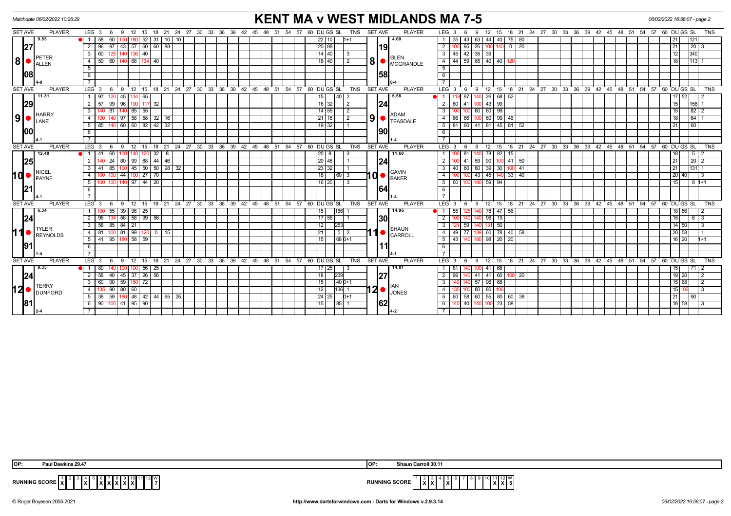# KENT MA v WEST MIDLANDS MA 7-5

Matchdate 06/02/2022 10:26:29

| SET AVE | PLAYER | LEG | 3 | 6 | 9 | 12 | 15 | 18 | 21 | 24 | DU | GS | SL | TNS | SET AVE | PLAYER | LEG | 3 | 6 | 9 | 12 | 15 | 18 | 21 | 24 | DU | GS | SL | TNS |
|---|---|---|---|---|---|---|---|---|---|---|---|---|---|---|---|---|---|---|---|---|---|---|---|---|---|---|---|---|---|
| 9.55 | 8 PETER ALLEN | 1 | 58 | 60 | 100 | 180 | 52 | 31 | 10 | 10 | 22 | 10 | | 1+1 | 4.60 | 8 GLEN MCGRANDLE | 1 | 35 | 43 | 63 | 44 | 40 | 75 | 80 | | 21 | | 121 | |
| 27 | | 2 | 96 | 97 | 43 | 57 | 60 | 60 | 88 | | 20 | 88 | | | 19 | | 2 | 100 | 95 | 26 | 100 | 140 | 0 | 20 | | 21 | | 20 | 3 |
| 08 | | 3 | 60 | 125 | 140 | 136 | 40 | | | | 14 | 40 | | 3 | 58 | | 3 | 45 | 42 | 35 | 39 | | | | | 12 | | 340 | |
| 4-0 | | 4 | 59 | 60 | 140 | 68 | 134 | 40 | | | 18 | 40 | | 2 | 0-4 | | 4 | 44 | 59 | 85 | 40 | 40 | 120 | | | 18 | | 113 | 1 |
| 11.31 | 9 HARRY LANE | 1 | 97 | 120 | 45 | 134 | 65 | | | | 15 | | 40 | 2 | 6.58 | 9 ADAM TEASDALE | 1 | 118 | 97 | 140 | 26 | 68 | 52 | | | 17 | 52 | | 2 |
| 29 | | 2 | 57 | 99 | 96 | 100 | 117 | 32 | | | 16 | 32 | | 2 | 24 | | 2 | 60 | 41 | 100 | 43 | 99 | | | | 15 | | 158 | 1 |
| 00 | | 3 | 140 | 81 | 140 | 85 | 55 | | | | 14 | 55 | | 2 | 90 | | 3 | 100 | 100 | 60 | 60 | 99 | | | | 15 | | 82 | 2 |
| 4-1 | | 4 | 100 | 140 | 97 | 58 | 58 | 32 | 16 | | 21 | 16 | | 2 | 1-4 | | 4 | 66 | 66 | 100 | 60 | 99 | 46 | | | 18 | | 64 | 1 |
| | | 5 | 85 | 140 | 60 | 60 | 82 | 42 | 32 | | 19 | 32 | | 1 | | | 5 | 81 | 60 | 41 | 81 | 45 | 81 | 52 | | 21 | | 60 | |
| 12.40 | 10 NIGEL PAYNE | 1 | 41 | 60 | 100 | 140 | 120 | 32 | 8 | | 20 | 8 | | 3 | 11.60 | 10 GAVIN BAKER | 1 | 100 | 81 | 140 | 78 | 82 | 15 | | | 18 | | 5 | 2 |
| 25 | | 2 | 140 | 24 | 80 | 99 | 68 | 44 | 46 | | 20 | 46 | | 1 | 24 | | 2 | 100 | 41 | 59 | 90 | 100 | 41 | 50 | | 21 | | 20 | 2 |
| 21 | | 3 | 41 | 85 | 100 | 45 | 50 | 50 | 98 | 32 | 23 | 32 | | 1 | 64 | | 3 | 40 | 60 | 60 | 39 | 30 | 100 | 41 | | 21 | | 131 | 1 |
| 4-1 | | 4 | 100 | 100 | 44 | 100 | 27 | 70 | | | 18 | | 60 | 3 | 1-4 | | 4 | 100 | 100 | 43 | 45 | 140 | 33 | 40 | | 20 | 40 | | 3 |
| | | 5 | 100 | 100 | 140 | 97 | 44 | 20 | | | 16 | 20 | | 3 | | | 5 | 60 | 100 | 180 | 59 | 94 | | | | 15 | | 8 | 1+1 |
| 6.34 | 11 TYLER REYNOLDS | 1 | 100 | 55 | 39 | 96 | 25 | | | | 15 | | 186 | 1 | 14.96 | 11 SHAUN CARROLL | 1 | 55 | 125 | 140 | 78 | 47 | 56 | | | 18 | 56 | | 2 |
| 24 | | 2 | 96 | 134 | 58 | 58 | 99 | 56 | | | 17 | 56 | | 1 | 30 | | 2 | 100 | 140 | 140 | 96 | 19 | | | | 15 | | 6 | 3 |
| 91 | | 3 | 58 | 85 | 84 | 21 | | | | | 12 | | 253 | | 11 | | 3 | 121 | 59 | 140 | 131 | 50 | | | | 14 | 50 | | 3 |
| 1-4 | | 4 | 81 | 100 | 81 | 99 | 120 | 0 | 15 | | 21 | | 5 | 2 | 4-1 | | 4 | 49 | 77 | 139 | 60 | 78 | 40 | 58 | | 20 | 58 | | 1 |
| | | 5 | 41 | 95 | 180 | 58 | 59 | | | | 15 | | 68 | 0+1 | | | 5 | 43 | 140 | 180 | 98 | 20 | 20 | | | 16 | 20 | | 1+1 |
| 9.35 | 12 TERRY DUNFORD | 1 | 80 | 140 | 100 | 100 | 56 | 25 | | | 17 | 25 | | 3 | 14.81 | 12 IAN JONES | 1 | 81 | 140 | 100 | 41 | 68 | | | | 15 | | 71 | 2 |
| 24 | | 2 | 58 | 40 | 45 | 37 | 26 | 56 | | | 18 | | 239 | | 27 | | 2 | 99 | 140 | 41 | 41 | 60 | 100 | 20 | | 19 | 20 | | 2 |
| 81 | | 3 | 60 | 90 | 59 | 180 | 72 | | | | 15 | | 40 | 0+1 | 62 | | 3 | 140 | 140 | 57 | 96 | 68 | | | | 15 | 68 | | 2 |
| 2-4 | | 4 | 135 | 90 | 80 | 60 | | | | | 12 | | 136 | 1 | 4-2 | | 4 | 135 | 100 | 80 | 80 | 106 | | | | 15 | 106 | | 3 |
| | | 5 | 38 | 59 | 180 | 48 | 42 | 44 | 65 | 25 | 24 | 25 | | 0+1 | | | 5 | 60 | 58 | 60 | 55 | 80 | 60 | 38 | | 21 | | 90 | |
| | | 6 | 90 | 100 | 41 | 95 | 90 | | | | 15 | | 85 | 1 | | | 6 | 140 | 40 | 140 | 100 | 23 | 58 | | | 18 | 58 | | 3 |

OP: Paul Dawkins 29.47 | OP: Shaun Carroll 30.11

RUNNING SCORE (Kent MA): sets 3, 4, 6, 7, 8, 9, 10 won — W 7

RUNNING SCORE (West Midlands MA): sets 1, 2, 5, 11, 12 won — W 5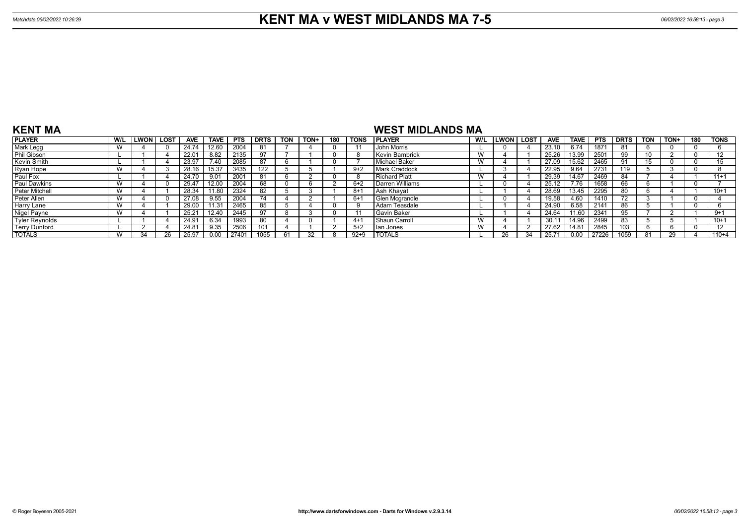# KENT MA v WEST MIDLANDS MA 7-5

Matchdate 06/02/2022 10:26:29

## KENT MA

| PLAYER | W/L | LWON | LOST | AVE | TAVE | PTS | DRTS | TON | TON+ | 180 | TONS |
|---|---|---|---|---|---|---|---|---|---|---|---|
| Mark Legg | W | 4 | 0 | 24.74 | 12.60 | 2004 | 81 | 7 | 4 | 0 | 11 |
| Phil Gibson | L | 1 | 4 | 22.01 | 8.82 | 2135 | 97 | 7 | 1 | 0 | 8 |
| Kevin Smith | L | 1 | 4 | 23.97 | 7.40 | 2085 | 87 | 6 | 1 | 0 | 7 |
| Ryan Hope | W | 4 | 3 | 28.16 | 15.37 | 3435 | 122 | 5 | 5 | 1 | 9+2 |
| Paul Fox | L | 1 | 4 | 24.70 | 9.01 | 2001 | 81 | 6 | 2 | 0 | 8 |
| Paul Dawkins | W | 4 | 0 | 29.47 | 12.00 | 2004 | 68 | 0 | 6 | 2 | 6+2 |
| Peter Mitchell | W | 4 | 1 | 28.34 | 11.80 | 2324 | 82 | 5 | 3 | 1 | 8+1 |
| Peter Allen | W | 4 | 0 | 27.08 | 9.55 | 2004 | 74 | 4 | 2 | 1 | 6+1 |
| Harry Lane | W | 4 | 1 | 29.00 | 11.31 | 2465 | 85 | 5 | 4 | 0 | 9 |
| Nigel Payne | W | 4 | 1 | 25.21 | 12.40 | 2445 | 97 | 8 | 3 | 0 | 11 |
| Tyler Reynolds | L | 1 | 4 | 24.91 | 6.34 | 1993 | 80 | 4 | 0 | 1 | 4+1 |
| Terry Dunford | L | 2 | 4 | 24.81 | 9.35 | 2506 | 101 | 4 | 1 | 2 | 5+2 |
| TOTALS | W | 34 | 26 | 25.97 | 0.00 | 27401 | 1055 | 61 | 32 | 8 | 92+9 |

## WEST MIDLANDS MA

| PLAYER | W/L | LWON | LOST | AVE | TAVE | PTS | DRTS | TON | TON+ | 180 | TONS |
|---|---|---|---|---|---|---|---|---|---|---|---|
| John Morris | L | 0 | 4 | 23.10 | 6.74 | 1871 | 81 | 6 | 0 | 0 | 6 |
| Kevin Bambrick | W | 4 | 1 | 25.26 | 13.99 | 2501 | 99 | 10 | 2 | 0 | 12 |
| Michael Baker | W | 4 | 1 | 27.09 | 15.62 | 2465 | 91 | 15 | 0 | 0 | 15 |
| Mark Craddock | L | 3 | 4 | 22.95 | 9.64 | 2731 | 119 | 5 | 3 | 0 | 8 |
| Richard Platt | W | 4 | 1 | 29.39 | 14.67 | 2469 | 84 | 7 | 4 | 1 | 11+1 |
| Darren Williams | L | 0 | 4 | 25.12 | 7.76 | 1658 | 66 | 6 | 1 | 0 | 7 |
| Ash Khayat | L | 1 | 4 | 28.69 | 13.45 | 2295 | 80 | 6 | 4 | 1 | 10+1 |
| Glen Mcgrandle | L | 0 | 4 | 19.58 | 4.60 | 1410 | 72 | 3 | 1 | 0 | 4 |
| Adam Teasdale | L | 1 | 4 | 24.90 | 6.58 | 2141 | 86 | 5 | 1 | 0 | 6 |
| Gavin Baker | L | 1 | 4 | 24.64 | 11.60 | 2341 | 95 | 7 | 2 | 1 | 9+1 |
| Shaun Carroll | W | 4 | 1 | 30.11 | 14.96 | 2499 | 83 | 5 | 5 | 1 | 10+1 |
| Ian Jones | W | 4 | 2 | 27.62 | 14.81 | 2845 | 103 | 6 | 6 | 0 | 12 |
| TOTALS | L | 26 | 34 | 25.71 | 0.00 | 27226 | 1059 | 81 | 29 | 4 | 110+4 |